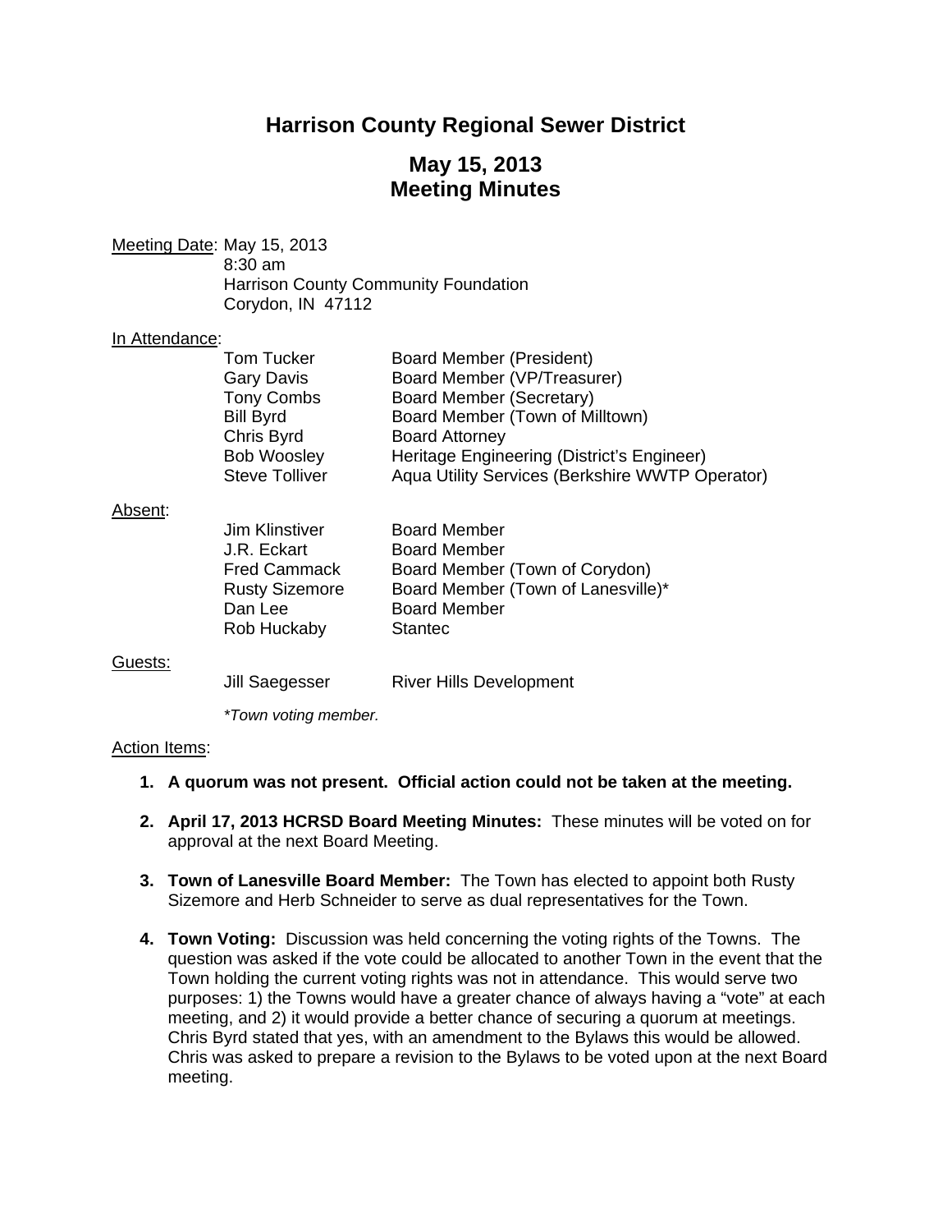# Harrison County Regional Sewer District

## May 15, 2013
## Meeting Minutes

Meeting Date: May 15, 2013
8:30 am
Harrison County Community Foundation
Corydon, IN 47112

In Attendance:

| | |
|---|---|
| Tom Tucker | Board Member (President) |
| Gary Davis | Board Member (VP/Treasurer) |
| Tony Combs | Board Member (Secretary) |
| Bill Byrd | Board Member (Town of Milltown) |
| Chris Byrd | Board Attorney |
| Bob Woosley | Heritage Engineering (District's Engineer) |
| Steve Tolliver | Aqua Utility Services (Berkshire WWTP Operator) |

Absent:

| | |
|---|---|
| Jim Klinstiver | Board Member |
| J.R. Eckart | Board Member |
| Fred Cammack | Board Member (Town of Corydon) |
| Rusty Sizemore | Board Member (Town of Lanesville)* |
| Dan Lee | Board Member |
| Rob Huckaby | Stantec |

Guests:

| | |
|---|---|
| Jill Saegesser | River Hills Development |

*\*Town voting member.*

Action Items:

1. **A quorum was not present. Official action could not be taken at the meeting.**

2. **April 17, 2013 HCRSD Board Meeting Minutes:** These minutes will be voted on for approval at the next Board Meeting.

3. **Town of Lanesville Board Member:** The Town has elected to appoint both Rusty Sizemore and Herb Schneider to serve as dual representatives for the Town.

4. **Town Voting:** Discussion was held concerning the voting rights of the Towns. The question was asked if the vote could be allocated to another Town in the event that the Town holding the current voting rights was not in attendance. This would serve two purposes: 1) the Towns would have a greater chance of always having a "vote" at each meeting, and 2) it would provide a better chance of securing a quorum at meetings. Chris Byrd stated that yes, with an amendment to the Bylaws this would be allowed. Chris was asked to prepare a revision to the Bylaws to be voted upon at the next Board meeting.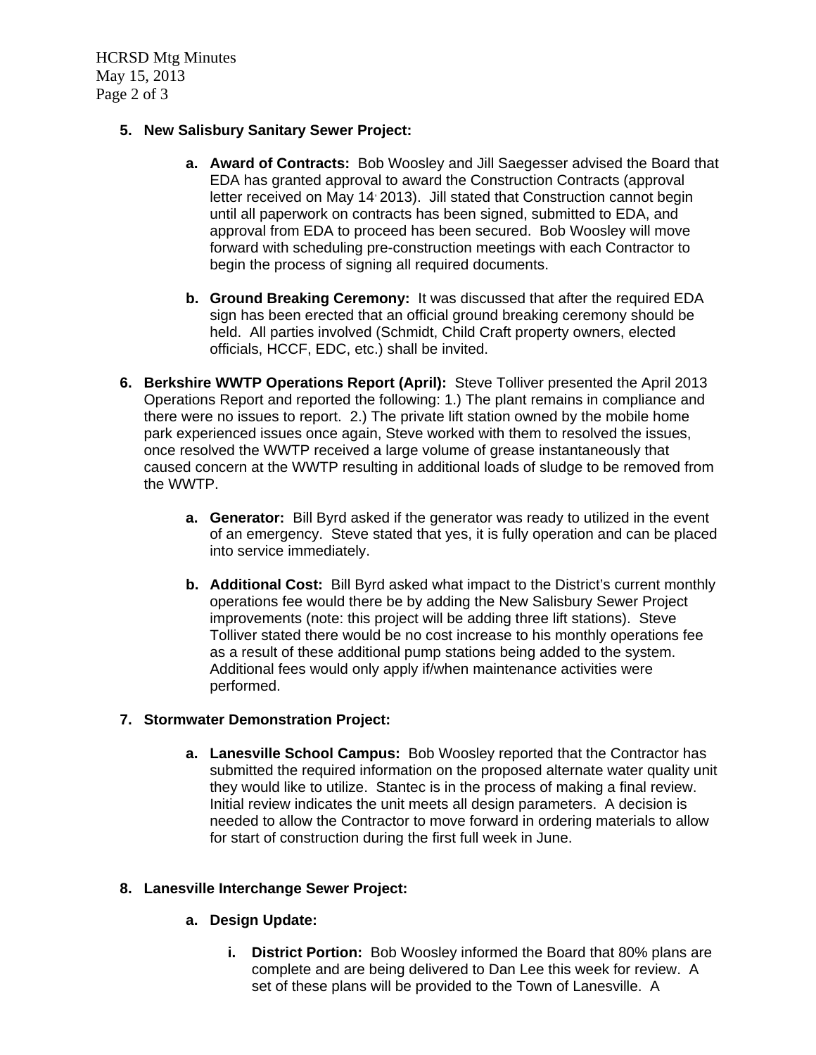5. **New Salisbury Sanitary Sewer Project:**

   a. **Award of Contracts:** Bob Woosley and Jill Saegesser advised the Board that EDA has granted approval to award the Construction Contracts (approval letter received on May 14, 2013). Jill stated that Construction cannot begin until all paperwork on contracts has been signed, submitted to EDA, and approval from EDA to proceed has been secured. Bob Woosley will move forward with scheduling pre-construction meetings with each Contractor to begin the process of signing all required documents.

   b. **Ground Breaking Ceremony:** It was discussed that after the required EDA sign has been erected that an official ground breaking ceremony should be held. All parties involved (Schmidt, Child Craft property owners, elected officials, HCCF, EDC, etc.) shall be invited.

6. **Berkshire WWTP Operations Report (April):** Steve Tolliver presented the April 2013 Operations Report and reported the following: 1.) The plant remains in compliance and there were no issues to report. 2.) The private lift station owned by the mobile home park experienced issues once again, Steve worked with them to resolved the issues, once resolved the WWTP received a large volume of grease instantaneously that caused concern at the WWTP resulting in additional loads of sludge to be removed from the WWTP.

   a. **Generator:** Bill Byrd asked if the generator was ready to utilized in the event of an emergency. Steve stated that yes, it is fully operation and can be placed into service immediately.

   b. **Additional Cost:** Bill Byrd asked what impact to the District's current monthly operations fee would there be by adding the New Salisbury Sewer Project improvements (note: this project will be adding three lift stations). Steve Tolliver stated there would be no cost increase to his monthly operations fee as a result of these additional pump stations being added to the system. Additional fees would only apply if/when maintenance activities were performed.

7. **Stormwater Demonstration Project:**

   a. **Lanesville School Campus:** Bob Woosley reported that the Contractor has submitted the required information on the proposed alternate water quality unit they would like to utilize. Stantec is in the process of making a final review. Initial review indicates the unit meets all design parameters. A decision is needed to allow the Contractor to move forward in ordering materials to allow for start of construction during the first full week in June.

8. **Lanesville Interchange Sewer Project:**

   a. **Design Update:**

      i. **District Portion:** Bob Woosley informed the Board that 80% plans are complete and are being delivered to Dan Lee this week for review. A set of these plans will be provided to the Town of Lanesville. A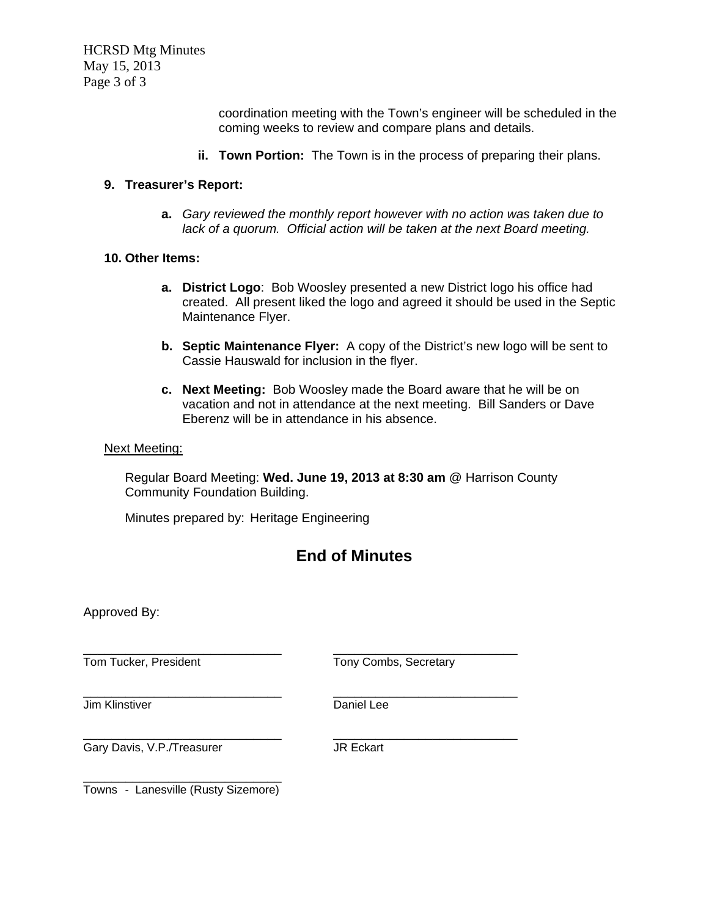coordination meeting with the Town's engineer will be scheduled in the coming weeks to review and compare plans and details.

ii. **Town Portion:** The Town is in the process of preparing their plans.

**9. Treasurer's Report:**

a. *Gary reviewed the monthly report however with no action was taken due to lack of a quorum. Official action will be taken at the next Board meeting.*

**10. Other Items:**

a. **District Logo**: Bob Woosley presented a new District logo his office had created. All present liked the logo and agreed it should be used in the Septic Maintenance Flyer.

b. **Septic Maintenance Flyer:** A copy of the District's new logo will be sent to Cassie Hauswald for inclusion in the flyer.

c. **Next Meeting:** Bob Woosley made the Board aware that he will be on vacation and not in attendance at the next meeting. Bill Sanders or Dave Eberenz will be in attendance in his absence.

Next Meeting:

Regular Board Meeting: **Wed. June 19, 2013 at 8:30 am** @ Harrison County Community Foundation Building.

Minutes prepared by: Heritage Engineering

## End of Minutes

Approved By:

| | |
|---|---|
| ____________________________ | ____________________________ |
| Tom Tucker, President | Tony Combs, Secretary |
| ____________________________ | ____________________________ |
| Jim Klinstiver | Daniel Lee |
| ____________________________ | ____________________________ |
| Gary Davis, V.P./Treasurer | JR Eckart |
| ____________________________ | |
| Towns - Lanesville (Rusty Sizemore) | |